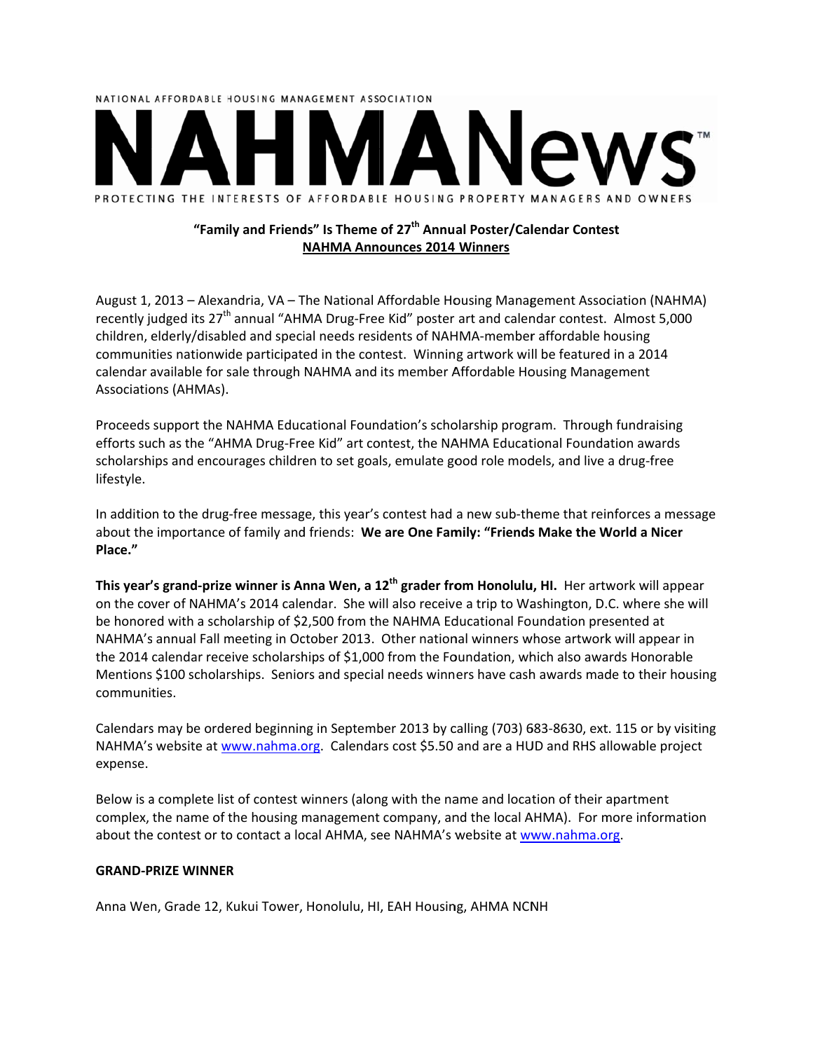NATIONAL AFFORDABLE HOUSING MANAGEMENT ASSOCIATION

# NAHMANews™

PROTECTING THE INTERESTS OF AFFORDABLE HOUSING PROPERTY MANAGERS AND OWNERS

## "Family and Friends" Is Theme of 27th Annual Poster/Calendar Contest

## NAHMA Announces 2014 Winners

August 1, 2013 – Alexandria, VA – The National Affordable Housing Management Association (NAHMA) recently judged its 27th annual "AHMA Drug-Free Kid" poster art and calendar contest. Almost 5,000 children, elderly/disabled and special needs residents of NAHMA-member affordable housing communities nationwide participated in the contest. Winning artwork will be featured in a 2014 calendar available for sale through NAHMA and its member Affordable Housing Management Associations (AHMAs).

Proceeds support the NAHMA Educational Foundation's scholarship program. Through fundraising efforts such as the "AHMA Drug-Free Kid" art contest, the NAHMA Educational Foundation awards scholarships and encourages children to set goals, emulate good role models, and live a drug-free lifestyle.

In addition to the drug-free message, this year's contest had a new sub-theme that reinforces a message about the importance of family and friends: **We are One Family: "Friends Make the World a Nicer Place."**

**This year's grand-prize winner is Anna Wen, a 12th grader from Honolulu, HI.** Her artwork will appear on the cover of NAHMA's 2014 calendar. She will also receive a trip to Washington, D.C. where she will be honored with a scholarship of $2,500 from the NAHMA Educational Foundation presented at NAHMA's annual Fall meeting in October 2013. Other national winners whose artwork will appear in the 2014 calendar receive scholarships of $1,000 from the Foundation, which also awards Honorable Mentions $100 scholarships. Seniors and special needs winners have cash awards made to their housing communities.

Calendars may be ordered beginning in September 2013 by calling (703) 683-8630, ext. 115 or by visiting NAHMA's website at www.nahma.org. Calendars cost $5.50 and are a HUD and RHS allowable project expense.

Below is a complete list of contest winners (along with the name and location of their apartment complex, the name of the housing management company, and the local AHMA). For more information about the contest or to contact a local AHMA, see NAHMA's website at www.nahma.org.

**GRAND-PRIZE WINNER**

Anna Wen, Grade 12, Kukui Tower, Honolulu, HI, EAH Housing, AHMA NCNH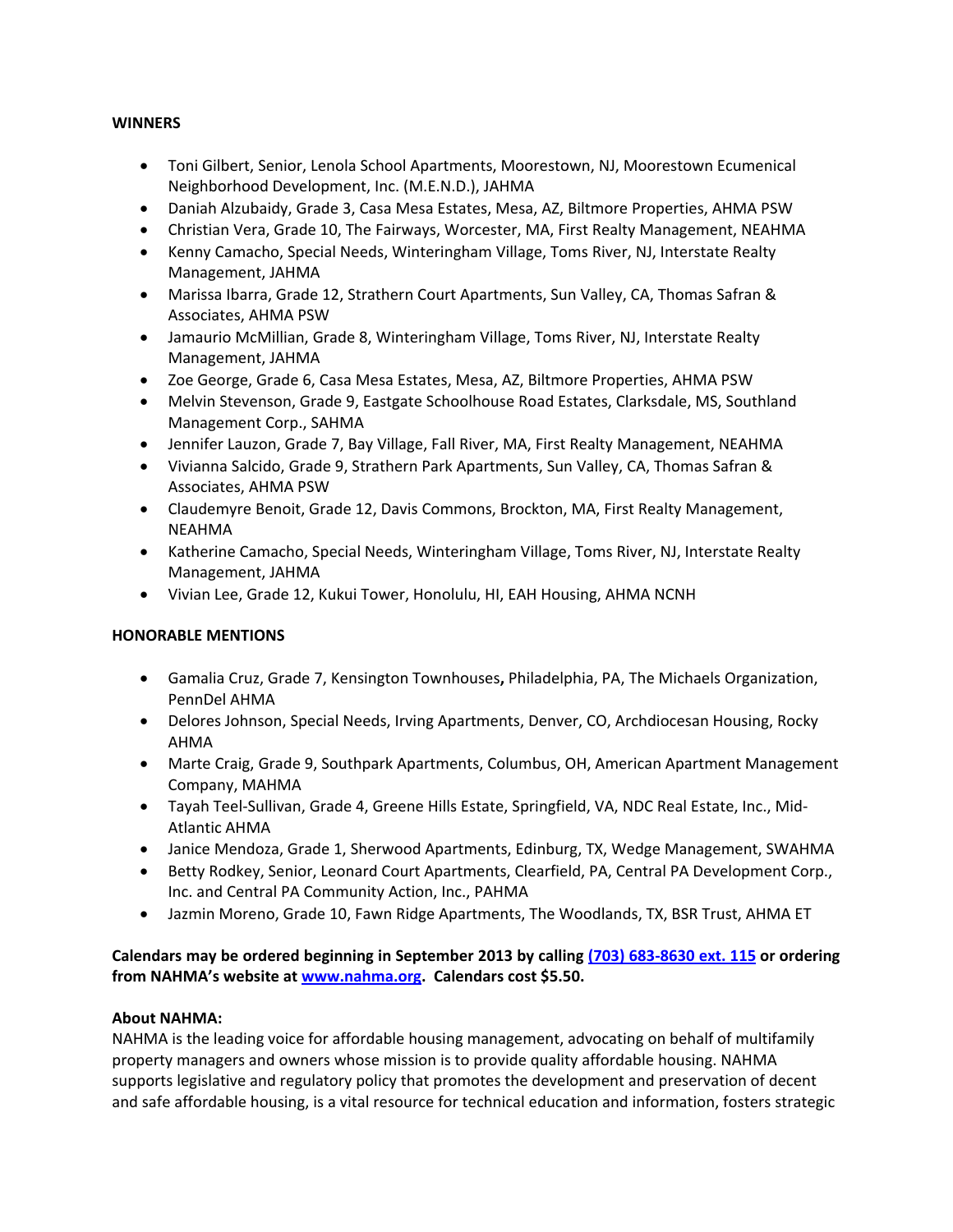**WINNERS**

- Toni Gilbert, Senior, Lenola School Apartments, Moorestown, NJ, Moorestown Ecumenical Neighborhood Development, Inc. (M.E.N.D.), JAHMA
- Daniah Alzubaidy, Grade 3, Casa Mesa Estates, Mesa, AZ, Biltmore Properties, AHMA PSW
- Christian Vera, Grade 10, The Fairways, Worcester, MA, First Realty Management, NEAHMA
- Kenny Camacho, Special Needs, Winteringham Village, Toms River, NJ, Interstate Realty Management, JAHMA
- Marissa Ibarra, Grade 12, Strathern Court Apartments, Sun Valley, CA, Thomas Safran & Associates, AHMA PSW
- Jamaurio McMillian, Grade 8, Winteringham Village, Toms River, NJ, Interstate Realty Management, JAHMA
- Zoe George, Grade 6, Casa Mesa Estates, Mesa, AZ, Biltmore Properties, AHMA PSW
- Melvin Stevenson, Grade 9, Eastgate Schoolhouse Road Estates, Clarksdale, MS, Southland Management Corp., SAHMA
- Jennifer Lauzon, Grade 7, Bay Village, Fall River, MA, First Realty Management, NEAHMA
- Vivianna Salcido, Grade 9, Strathern Park Apartments, Sun Valley, CA, Thomas Safran & Associates, AHMA PSW
- Claudemyre Benoit, Grade 12, Davis Commons, Brockton, MA, First Realty Management, NEAHMA
- Katherine Camacho, Special Needs, Winteringham Village, Toms River, NJ, Interstate Realty Management, JAHMA
- Vivian Lee, Grade 12, Kukui Tower, Honolulu, HI, EAH Housing, AHMA NCNH

**HONORABLE MENTIONS**

- Gamalia Cruz, Grade 7, Kensington Townhouses**,** Philadelphia, PA, The Michaels Organization, PennDel AHMA
- Delores Johnson, Special Needs, Irving Apartments, Denver, CO, Archdiocesan Housing, Rocky AHMA
- Marte Craig, Grade 9, Southpark Apartments, Columbus, OH, American Apartment Management Company, MAHMA
- Tayah Teel-Sullivan, Grade 4, Greene Hills Estate, Springfield, VA, NDC Real Estate, Inc., Mid-Atlantic AHMA
- Janice Mendoza, Grade 1, Sherwood Apartments, Edinburg, TX, Wedge Management, SWAHMA
- Betty Rodkey, Senior, Leonard Court Apartments, Clearfield, PA, Central PA Development Corp., Inc. and Central PA Community Action, Inc., PAHMA
- Jazmin Moreno, Grade 10, Fawn Ridge Apartments, The Woodlands, TX, BSR Trust, AHMA ET

**Calendars may be ordered beginning in September 2013 by calling [(703) 683-8630 ext. 115]() or ordering from NAHMA's website at [www.nahma.org](www.nahma.org). Calendars cost $5.50.**

**About NAHMA:**
NAHMA is the leading voice for affordable housing management, advocating on behalf of multifamily property managers and owners whose mission is to provide quality affordable housing. NAHMA supports legislative and regulatory policy that promotes the development and preservation of decent and safe affordable housing, is a vital resource for technical education and information, fosters strategic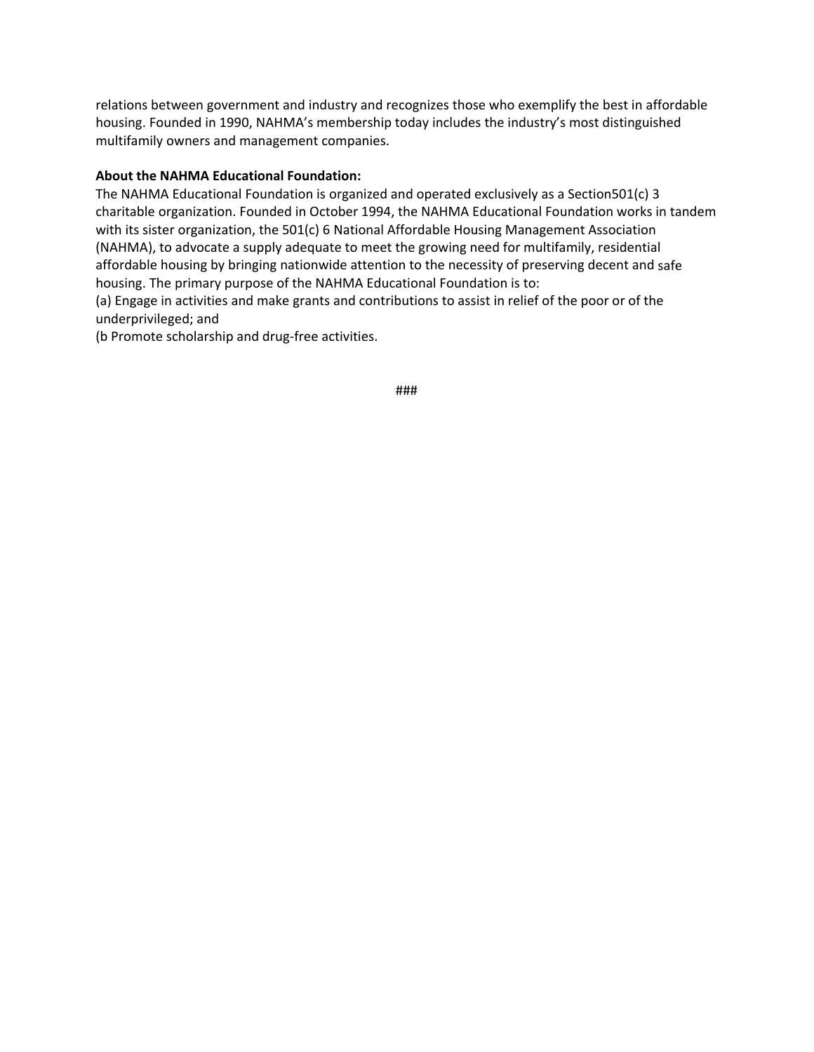relations between government and industry and recognizes those who exemplify the best in affordable housing. Founded in 1990, NAHMA's membership today includes the industry's most distinguished multifamily owners and management companies.

**About the NAHMA Educational Foundation:**

The NAHMA Educational Foundation is organized and operated exclusively as a Section501(c) 3 charitable organization. Founded in October 1994, the NAHMA Educational Foundation works in tandem with its sister organization, the 501(c) 6 National Affordable Housing Management Association (NAHMA), to advocate a supply adequate to meet the growing need for multifamily, residential affordable housing by bringing nationwide attention to the necessity of preserving decent and safe housing. The primary purpose of the NAHMA Educational Foundation is to:

(a) Engage in activities and make grants and contributions to assist in relief of the poor or of the underprivileged; and

(b Promote scholarship and drug-free activities.

###